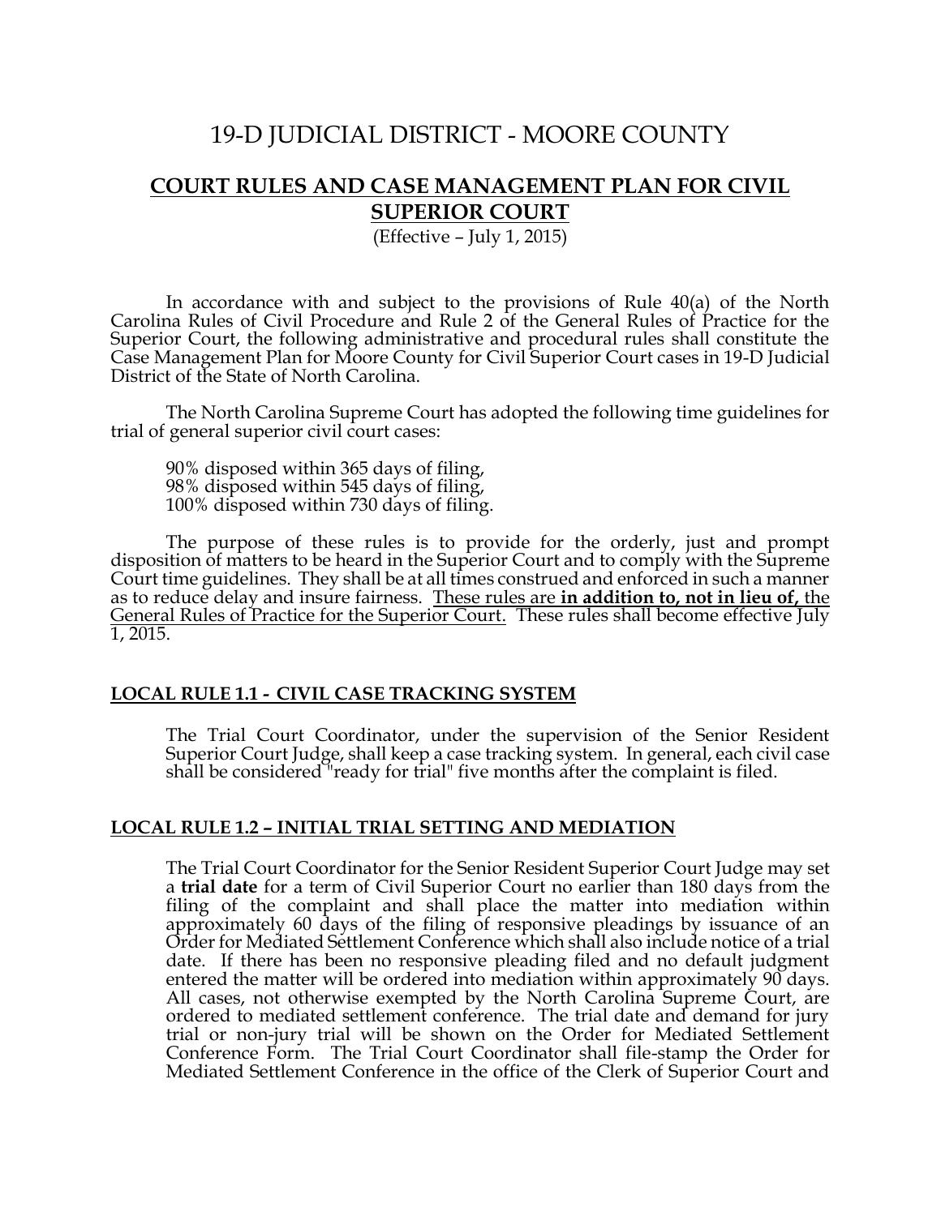# 19-D JUDICIAL DISTRICT - MOORE COUNTY

## COURT RULES AND CASE MANAGEMENT PLAN FOR CIVIL SUPERIOR COURT

(Effective – July 1, 2015)

In accordance with and subject to the provisions of Rule 40(a) of the North Carolina Rules of Civil Procedure and Rule 2 of the General Rules of Practice for the Superior Court, the following administrative and procedural rules shall constitute the Case Management Plan for Moore County for Civil Superior Court cases in 19-D Judicial District of the State of North Carolina.

The North Carolina Supreme Court has adopted the following time guidelines for trial of general superior civil court cases:

90% disposed within 365 days of filing,
98% disposed within 545 days of filing,
100% disposed within 730 days of filing.

The purpose of these rules is to provide for the orderly, just and prompt disposition of matters to be heard in the Superior Court and to comply with the Supreme Court time guidelines. They shall be at all times construed and enforced in such a manner as to reduce delay and insure fairness. These rules are **in addition to, not in lieu of,** the General Rules of Practice for the Superior Court. These rules shall become effective July 1, 2015.

### LOCAL RULE 1.1 - CIVIL CASE TRACKING SYSTEM

The Trial Court Coordinator, under the supervision of the Senior Resident Superior Court Judge, shall keep a case tracking system. In general, each civil case shall be considered "ready for trial" five months after the complaint is filed.

### LOCAL RULE 1.2 – INITIAL TRIAL SETTING AND MEDIATION

The Trial Court Coordinator for the Senior Resident Superior Court Judge may set a **trial date** for a term of Civil Superior Court no earlier than 180 days from the filing of the complaint and shall place the matter into mediation within approximately 60 days of the filing of responsive pleadings by issuance of an Order for Mediated Settlement Conference which shall also include notice of a trial date. If there has been no responsive pleading filed and no default judgment entered the matter will be ordered into mediation within approximately 90 days. All cases, not otherwise exempted by the North Carolina Supreme Court, are ordered to mediated settlement conference. The trial date and demand for jury trial or non-jury trial will be shown on the Order for Mediated Settlement Conference Form. The Trial Court Coordinator shall file-stamp the Order for Mediated Settlement Conference in the office of the Clerk of Superior Court and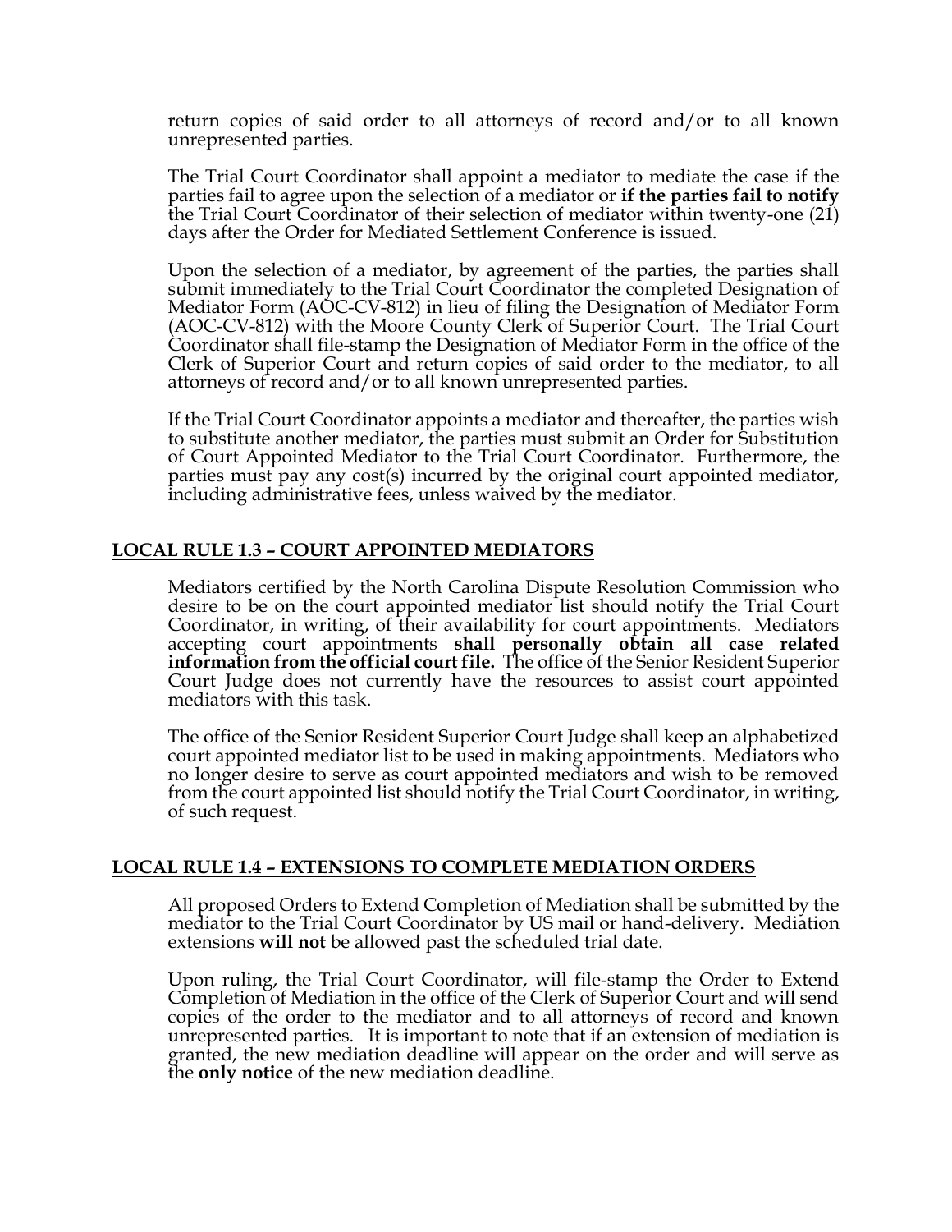return copies of said order to all attorneys of record and/or to all known unrepresented parties.

The Trial Court Coordinator shall appoint a mediator to mediate the case if the parties fail to agree upon the selection of a mediator or **if the parties fail to notify** the Trial Court Coordinator of their selection of mediator within twenty-one (21) days after the Order for Mediated Settlement Conference is issued.

Upon the selection of a mediator, by agreement of the parties, the parties shall submit immediately to the Trial Court Coordinator the completed Designation of Mediator Form (AOC-CV-812) in lieu of filing the Designation of Mediator Form (AOC-CV-812) with the Moore County Clerk of Superior Court. The Trial Court Coordinator shall file-stamp the Designation of Mediator Form in the office of the Clerk of Superior Court and return copies of said order to the mediator, to all attorneys of record and/or to all known unrepresented parties.

If the Trial Court Coordinator appoints a mediator and thereafter, the parties wish to substitute another mediator, the parties must submit an Order for Substitution of Court Appointed Mediator to the Trial Court Coordinator. Furthermore, the parties must pay any cost(s) incurred by the original court appointed mediator, including administrative fees, unless waived by the mediator.

## LOCAL RULE 1.3 – COURT APPOINTED MEDIATORS

Mediators certified by the North Carolina Dispute Resolution Commission who desire to be on the court appointed mediator list should notify the Trial Court Coordinator, in writing, of their availability for court appointments. Mediators accepting court appointments **shall personally obtain all case related information from the official court file.** The office of the Senior Resident Superior Court Judge does not currently have the resources to assist court appointed mediators with this task.

The office of the Senior Resident Superior Court Judge shall keep an alphabetized court appointed mediator list to be used in making appointments. Mediators who no longer desire to serve as court appointed mediators and wish to be removed from the court appointed list should notify the Trial Court Coordinator, in writing, of such request.

## LOCAL RULE 1.4 – EXTENSIONS TO COMPLETE MEDIATION ORDERS

All proposed Orders to Extend Completion of Mediation shall be submitted by the mediator to the Trial Court Coordinator by US mail or hand-delivery. Mediation extensions **will not** be allowed past the scheduled trial date.

Upon ruling, the Trial Court Coordinator, will file-stamp the Order to Extend Completion of Mediation in the office of the Clerk of Superior Court and will send copies of the order to the mediator and to all attorneys of record and known unrepresented parties. It is important to note that if an extension of mediation is granted, the new mediation deadline will appear on the order and will serve as the **only notice** of the new mediation deadline.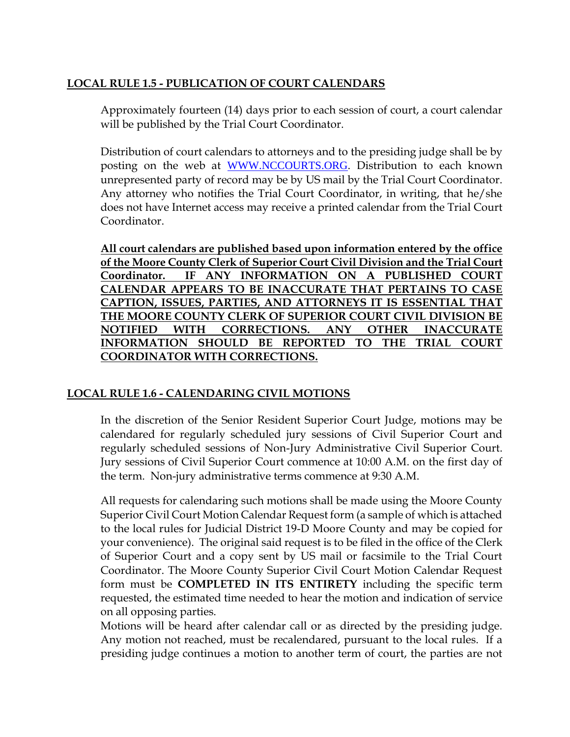**LOCAL RULE 1.5 - PUBLICATION OF COURT CALENDARS**

Approximately fourteen (14) days prior to each session of court, a court calendar will be published by the Trial Court Coordinator.

Distribution of court calendars to attorneys and to the presiding judge shall be by posting on the web at [WWW.NCCOURTS.ORG](http://WWW.NCCOURTS.ORG). Distribution to each known unrepresented party of record may be by US mail by the Trial Court Coordinator. Any attorney who notifies the Trial Court Coordinator, in writing, that he/she does not have Internet access may receive a printed calendar from the Trial Court Coordinator.

**All court calendars are published based upon information entered by the office of the Moore County Clerk of Superior Court Civil Division and the Trial Court Coordinator. IF ANY INFORMATION ON A PUBLISHED COURT CALENDAR APPEARS TO BE INACCURATE THAT PERTAINS TO CASE CAPTION, ISSUES, PARTIES, AND ATTORNEYS IT IS ESSENTIAL THAT THE MOORE COUNTY CLERK OF SUPERIOR COURT CIVIL DIVISION BE NOTIFIED WITH CORRECTIONS. ANY OTHER INACCURATE INFORMATION SHOULD BE REPORTED TO THE TRIAL COURT COORDINATOR WITH CORRECTIONS.**

**LOCAL RULE 1.6 - CALENDARING CIVIL MOTIONS**

In the discretion of the Senior Resident Superior Court Judge, motions may be calendared for regularly scheduled jury sessions of Civil Superior Court and regularly scheduled sessions of Non-Jury Administrative Civil Superior Court. Jury sessions of Civil Superior Court commence at 10:00 A.M. on the first day of the term. Non-jury administrative terms commence at 9:30 A.M.

All requests for calendaring such motions shall be made using the Moore County Superior Civil Court Motion Calendar Request form (a sample of which is attached to the local rules for Judicial District 19-D Moore County and may be copied for your convenience). The original said request is to be filed in the office of the Clerk of Superior Court and a copy sent by US mail or facsimile to the Trial Court Coordinator. The Moore County Superior Civil Court Motion Calendar Request form must be **COMPLETED IN ITS ENTIRETY** including the specific term requested, the estimated time needed to hear the motion and indication of service on all opposing parties.

Motions will be heard after calendar call or as directed by the presiding judge. Any motion not reached, must be recalendared, pursuant to the local rules. If a presiding judge continues a motion to another term of court, the parties are not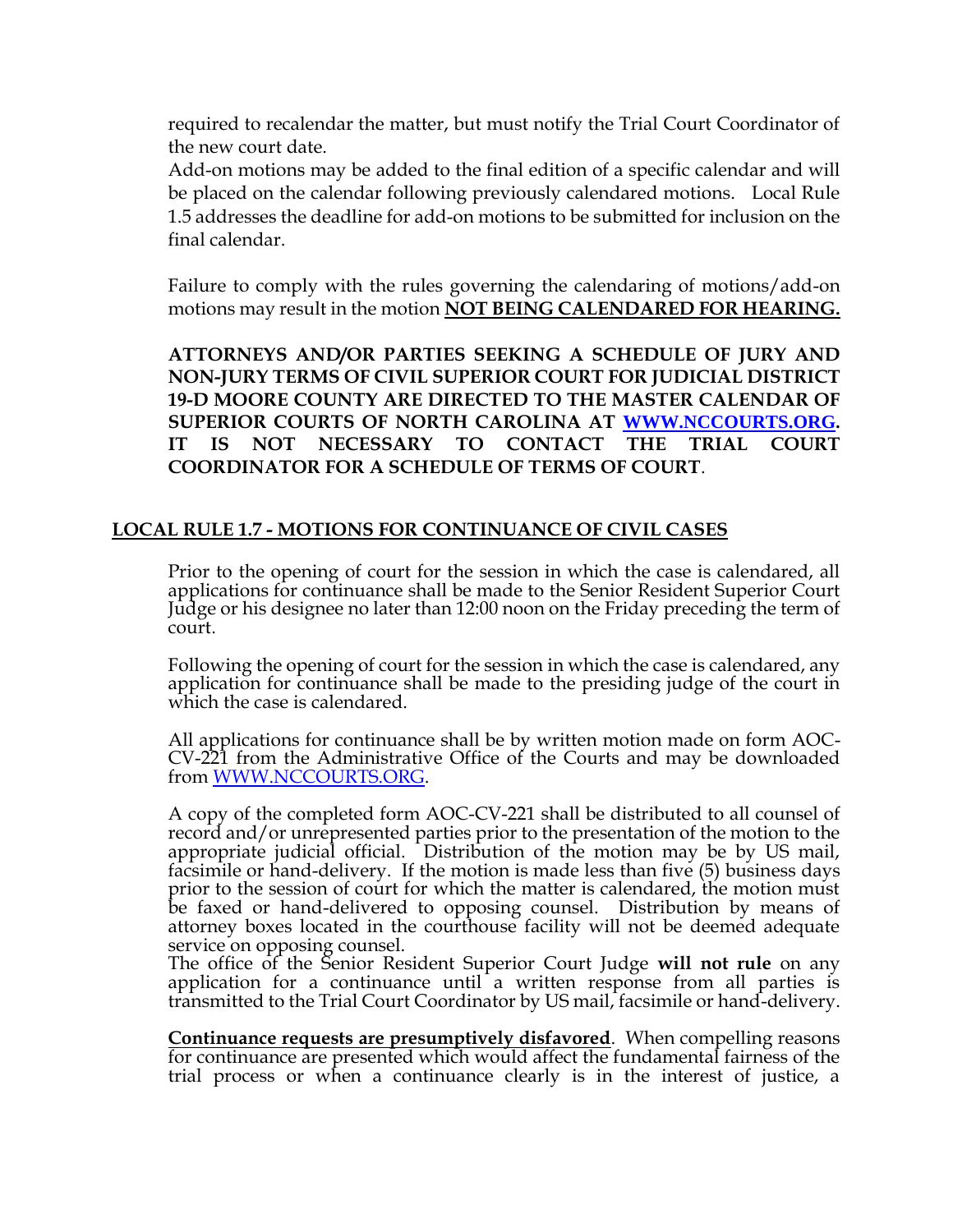required to recalendar the matter, but must notify the Trial Court Coordinator of the new court date.

Add-on motions may be added to the final edition of a specific calendar and will be placed on the calendar following previously calendared motions. Local Rule 1.5 addresses the deadline for add-on motions to be submitted for inclusion on the final calendar.

Failure to comply with the rules governing the calendaring of motions/add-on motions may result in the motion **NOT BEING CALENDARED FOR HEARING.**

**ATTORNEYS AND/OR PARTIES SEEKING A SCHEDULE OF JURY AND NON-JURY TERMS OF CIVIL SUPERIOR COURT FOR JUDICIAL DISTRICT 19-D MOORE COUNTY ARE DIRECTED TO THE MASTER CALENDAR OF SUPERIOR COURTS OF NORTH CAROLINA AT WWW.NCCOURTS.ORG. IT IS NOT NECESSARY TO CONTACT THE TRIAL COURT COORDINATOR FOR A SCHEDULE OF TERMS OF COURT**.

## LOCAL RULE 1.7 - MOTIONS FOR CONTINUANCE OF CIVIL CASES

Prior to the opening of court for the session in which the case is calendared, all applications for continuance shall be made to the Senior Resident Superior Court Judge or his designee no later than 12:00 noon on the Friday preceding the term of court.

Following the opening of court for the session in which the case is calendared, any application for continuance shall be made to the presiding judge of the court in which the case is calendared.

All applications for continuance shall be by written motion made on form AOC-CV-221 from the Administrative Office of the Courts and may be downloaded from WWW.NCCOURTS.ORG.

A copy of the completed form AOC-CV-221 shall be distributed to all counsel of record and/or unrepresented parties prior to the presentation of the motion to the appropriate judicial official. Distribution of the motion may be by US mail, facsimile or hand-delivery. If the motion is made less than five (5) business days prior to the session of court for which the matter is calendared, the motion must be faxed or hand-delivered to opposing counsel. Distribution by means of attorney boxes located in the courthouse facility will not be deemed adequate service on opposing counsel.
The office of the Senior Resident Superior Court Judge **will not rule** on any application for a continuance until a written response from all parties is transmitted to the Trial Court Coordinator by US mail, facsimile or hand-delivery.

**Continuance requests are presumptively disfavored**. When compelling reasons for continuance are presented which would affect the fundamental fairness of the trial process or when a continuance clearly is in the interest of justice, a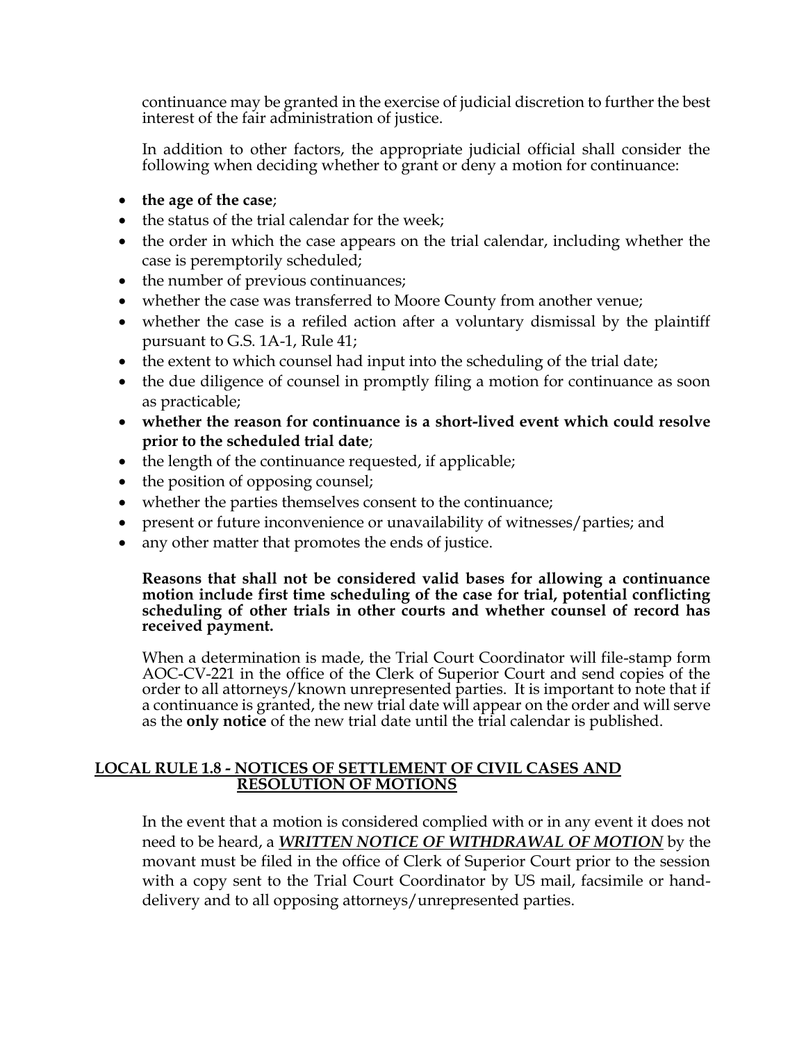continuance may be granted in the exercise of judicial discretion to further the best interest of the fair administration of justice.

In addition to other factors, the appropriate judicial official shall consider the following when deciding whether to grant or deny a motion for continuance:

- **the age of the case**;
- the status of the trial calendar for the week;
- the order in which the case appears on the trial calendar, including whether the case is peremptorily scheduled;
- the number of previous continuances;
- whether the case was transferred to Moore County from another venue;
- whether the case is a refiled action after a voluntary dismissal by the plaintiff pursuant to G.S. 1A-1, Rule 41;
- the extent to which counsel had input into the scheduling of the trial date;
- the due diligence of counsel in promptly filing a motion for continuance as soon as practicable;
- **whether the reason for continuance is a short-lived event which could resolve prior to the scheduled trial date**;
- the length of the continuance requested, if applicable;
- the position of opposing counsel;
- whether the parties themselves consent to the continuance;
- present or future inconvenience or unavailability of witnesses/parties; and
- any other matter that promotes the ends of justice.

**Reasons that shall not be considered valid bases for allowing a continuance motion include first time scheduling of the case for trial, potential conflicting scheduling of other trials in other courts and whether counsel of record has received payment.**

When a determination is made, the Trial Court Coordinator will file-stamp form AOC-CV-221 in the office of the Clerk of Superior Court and send copies of the order to all attorneys/known unrepresented parties. It is important to note that if a continuance is granted, the new trial date will appear on the order and will serve as the **only notice** of the new trial date until the trial calendar is published.

## LOCAL RULE 1.8 - NOTICES OF SETTLEMENT OF CIVIL CASES AND RESOLUTION OF MOTIONS

In the event that a motion is considered complied with or in any event it does not need to be heard, a ***WRITTEN NOTICE OF WITHDRAWAL OF MOTION*** by the movant must be filed in the office of Clerk of Superior Court prior to the session with a copy sent to the Trial Court Coordinator by US mail, facsimile or hand-delivery and to all opposing attorneys/unrepresented parties.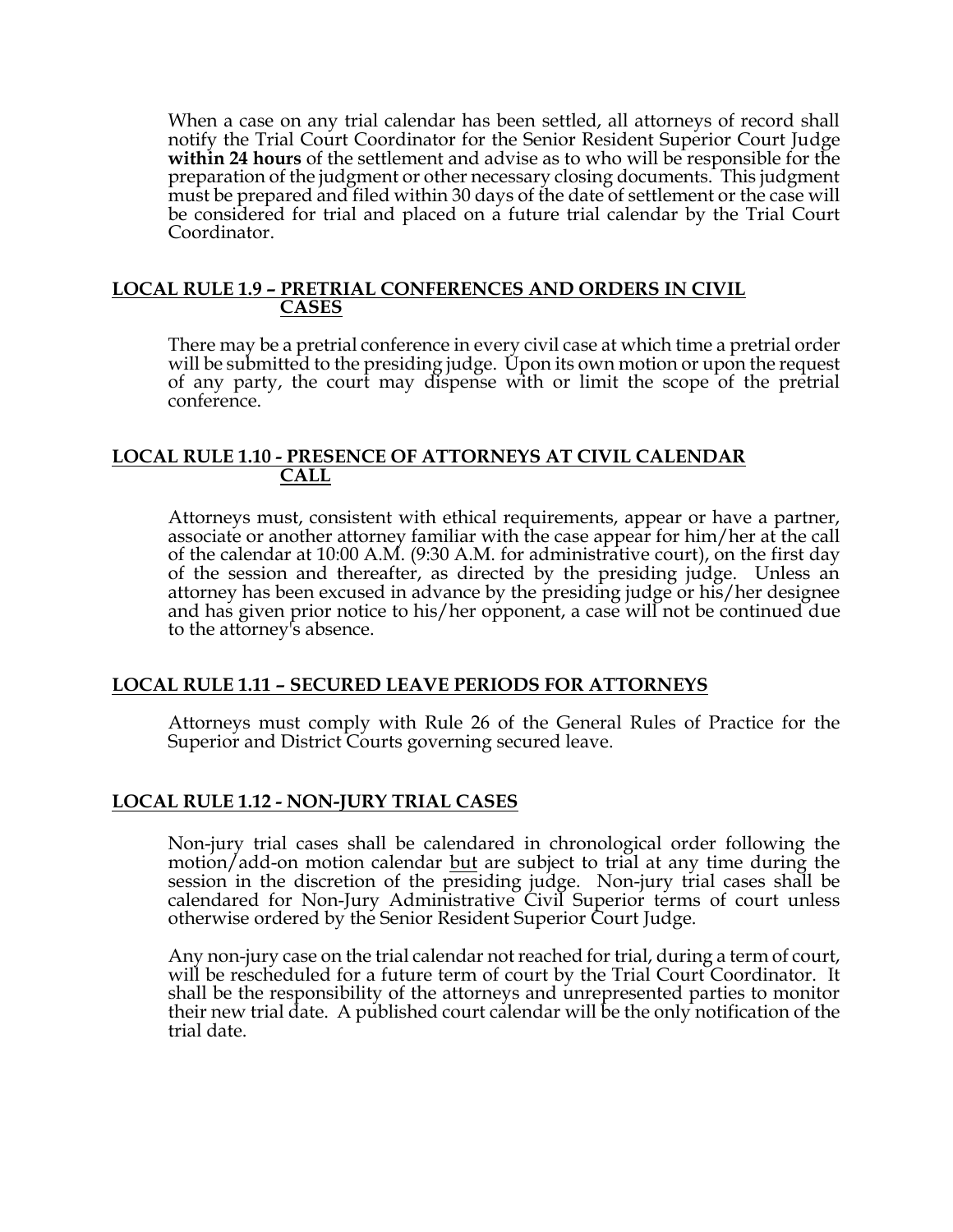When a case on any trial calendar has been settled, all attorneys of record shall notify the Trial Court Coordinator for the Senior Resident Superior Court Judge **within 24 hours** of the settlement and advise as to who will be responsible for the preparation of the judgment or other necessary closing documents. This judgment must be prepared and filed within 30 days of the date of settlement or the case will be considered for trial and placed on a future trial calendar by the Trial Court Coordinator.

## LOCAL RULE 1.9 – PRETRIAL CONFERENCES AND ORDERS IN CIVIL CASES

There may be a pretrial conference in every civil case at which time a pretrial order will be submitted to the presiding judge. Upon its own motion or upon the request of any party, the court may dispense with or limit the scope of the pretrial conference.

## LOCAL RULE 1.10 - PRESENCE OF ATTORNEYS AT CIVIL CALENDAR CALL

Attorneys must, consistent with ethical requirements, appear or have a partner, associate or another attorney familiar with the case appear for him/her at the call of the calendar at 10:00 A.M. (9:30 A.M. for administrative court), on the first day of the session and thereafter, as directed by the presiding judge. Unless an attorney has been excused in advance by the presiding judge or his/her designee and has given prior notice to his/her opponent, a case will not be continued due to the attorney's absence.

## LOCAL RULE 1.11 – SECURED LEAVE PERIODS FOR ATTORNEYS

Attorneys must comply with Rule 26 of the General Rules of Practice for the Superior and District Courts governing secured leave.

## LOCAL RULE 1.12 - NON-JURY TRIAL CASES

Non-jury trial cases shall be calendared in chronological order following the motion/add-on motion calendar but are subject to trial at any time during the session in the discretion of the presiding judge. Non-jury trial cases shall be calendared for Non-Jury Administrative Civil Superior terms of court unless otherwise ordered by the Senior Resident Superior Court Judge.

Any non-jury case on the trial calendar not reached for trial, during a term of court, will be rescheduled for a future term of court by the Trial Court Coordinator. It shall be the responsibility of the attorneys and unrepresented parties to monitor their new trial date. A published court calendar will be the only notification of the trial date.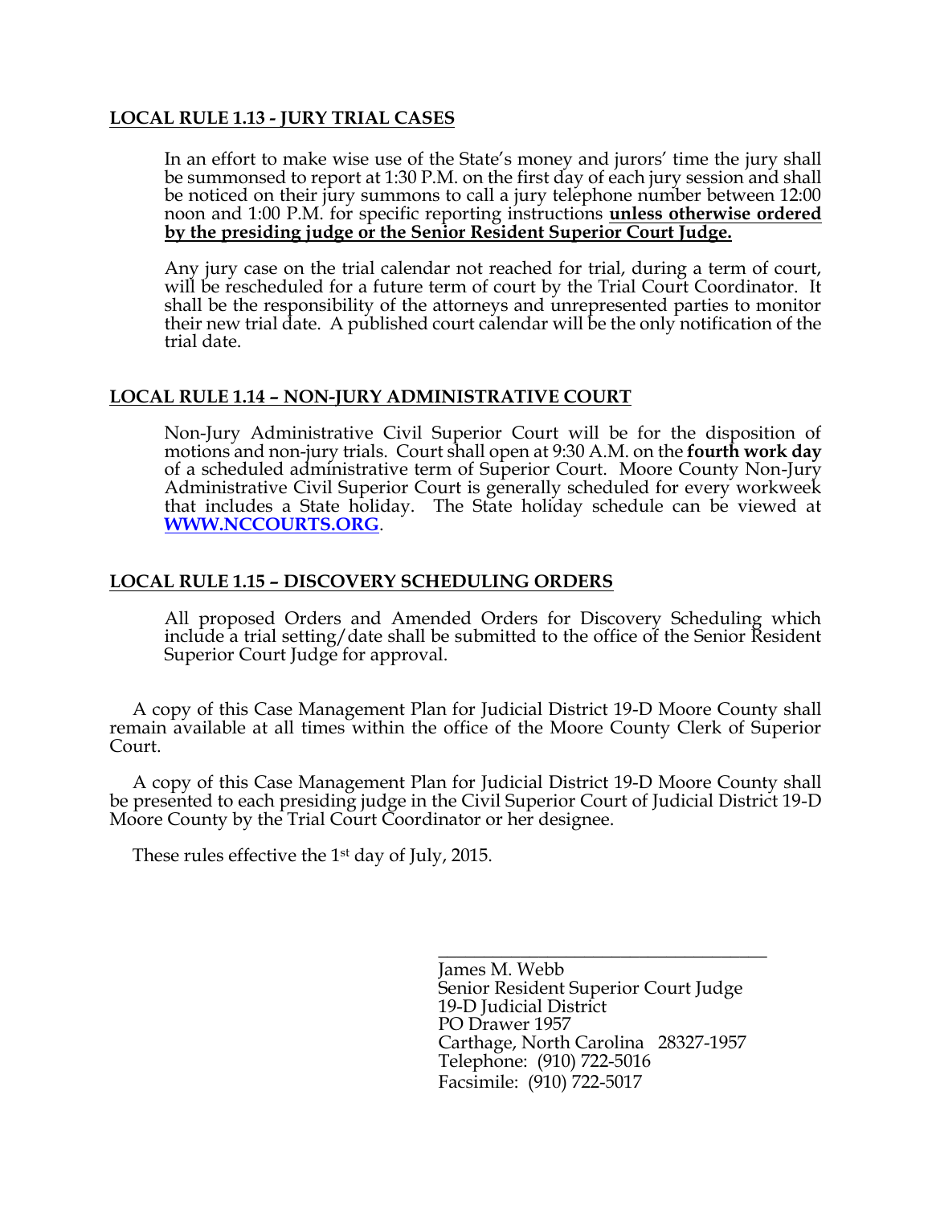**LOCAL RULE 1.13 - JURY TRIAL CASES**

In an effort to make wise use of the State's money and jurors' time the jury shall be summonsed to report at 1:30 P.M. on the first day of each jury session and shall be noticed on their jury summons to call a jury telephone number between 12:00 noon and 1:00 P.M. for specific reporting instructions **unless otherwise ordered by the presiding judge or the Senior Resident Superior Court Judge.**

Any jury case on the trial calendar not reached for trial, during a term of court, will be rescheduled for a future term of court by the Trial Court Coordinator. It shall be the responsibility of the attorneys and unrepresented parties to monitor their new trial date. A published court calendar will be the only notification of the trial date.

**LOCAL RULE 1.14 – NON-JURY ADMINISTRATIVE COURT**

Non-Jury Administrative Civil Superior Court will be for the disposition of motions and non-jury trials. Court shall open at 9:30 A.M. on the **fourth work day** of a scheduled administrative term of Superior Court. Moore County Non-Jury Administrative Civil Superior Court is generally scheduled for every workweek that includes a State holiday. The State holiday schedule can be viewed at **WWW.NCCOURTS.ORG**.

**LOCAL RULE 1.15 – DISCOVERY SCHEDULING ORDERS**

All proposed Orders and Amended Orders for Discovery Scheduling which include a trial setting/date shall be submitted to the office of the Senior Resident Superior Court Judge for approval.

A copy of this Case Management Plan for Judicial District 19-D Moore County shall remain available at all times within the office of the Moore County Clerk of Superior Court.

A copy of this Case Management Plan for Judicial District 19-D Moore County shall be presented to each presiding judge in the Civil Superior Court of Judicial District 19-D Moore County by the Trial Court Coordinator or her designee.

These rules effective the 1st day of July, 2015.

\_\_\_\_\_\_\_\_\_\_\_\_\_\_\_\_\_\_\_\_\_\_\_\_\_\_\_\_\_\_\_\_\_\_\_\_

James M. Webb
Senior Resident Superior Court Judge
19-D Judicial District
PO Drawer 1957
Carthage, North Carolina 28327-1957
Telephone: (910) 722-5016
Facsimile: (910) 722-5017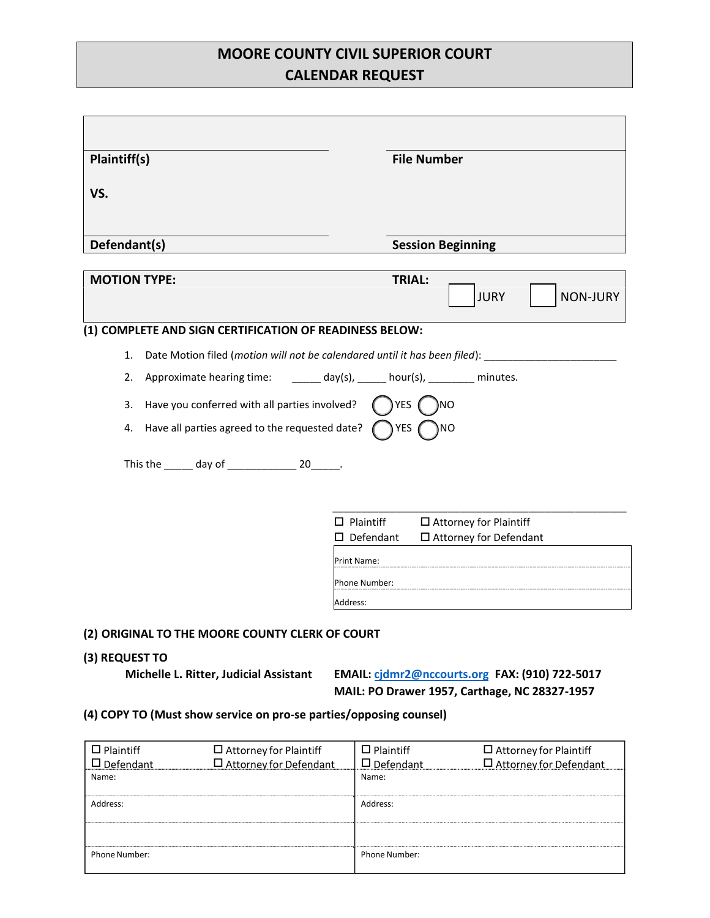# MOORE COUNTY CIVIL SUPERIOR COURT
# CALENDAR REQUEST

| | |
|---|---|
| **Plaintiff(s)** | **File Number** |
| **VS.** | |
| **Defendant(s)** | **Session Beginning** |

| | |
|---|---|
| **MOTION TYPE:** | **TRIAL:** ☐ JURY ☐ NON-JURY |

**(1) COMPLETE AND SIGN CERTIFICATION OF READINESS BELOW:**

1. Date Motion filed (*motion will not be calendared until it has been filed*): _______________________
2. Approximate hearing time: _____ day(s), _____ hour(s), ________ minutes.
3. Have you conferred with all parties involved? ◯ YES ◯ NO
4. Have all parties agreed to the requested date? ◯ YES ◯ NO

This the _____ day of ____________ 20_____.

_______________________________________________

☐ Plaintiff ☐ Attorney for Plaintiff
☐ Defendant ☐ Attorney for Defendant

| |
|---|
| Print Name: |
| Phone Number: |
| Address: |

**(2) ORIGINAL TO THE MOORE COUNTY CLERK OF COURT**

**(3) REQUEST TO**

**Michelle L. Ritter, Judicial Assistant** **EMAIL: cjdmr2@nccourts.org FAX: (910) 722-5017**
**MAIL: PO Drawer 1957, Carthage, NC 28327-1957**

**(4) COPY TO (Must show service on pro-se parties/opposing counsel)**

| | |
|---|---|
| ☐ Plaintiff ☐ Attorney for Plaintiff<br>☐ Defendant ☐ Attorney for Defendant | ☐ Plaintiff ☐ Attorney for Plaintiff<br>☐ Defendant ☐ Attorney for Defendant |
| Name: | Name: |
| Address: | Address: |
| | |
| Phone Number: | Phone Number: |